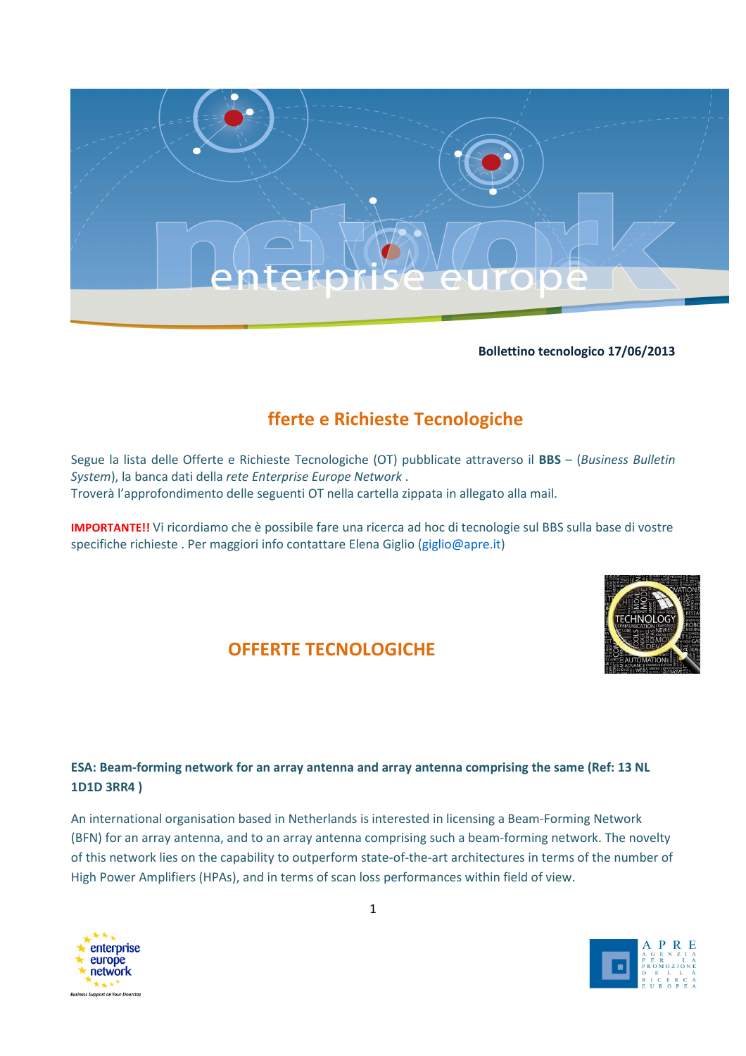**Bollettino tecnologico 17/06/2013**

## fferte e Richieste Tecnologiche

Segue la lista delle Offerte e Richieste Tecnologiche (OT) pubblicate attraverso il **BBS** – (*Business Bulletin System*), la banca dati della *rete Enterprise Europe Network* .
Troverà l'approfondimento delle seguenti OT nella cartella zippata in allegato alla mail.

**IMPORTANTE!!** Vi ricordiamo che è possibile fare una ricerca ad hoc di tecnologie sul BBS sulla base di vostre specifiche richieste . Per maggiori info contattare Elena Giglio (giglio@apre.it)

## OFFERTE TECNOLOGICHE

**ESA: Beam-forming network for an array antenna and array antenna comprising the same (Ref: 13 NL 1D1D 3RR4 )**

An international organisation based in Netherlands is interested in licensing a Beam-Forming Network (BFN) for an array antenna, and to an array antenna comprising such a beam-forming network. The novelty of this network lies on the capability to outperform state-of-the-art architectures in terms of the number of High Power Amplifiers (HPAs), and in terms of scan loss performances within field of view.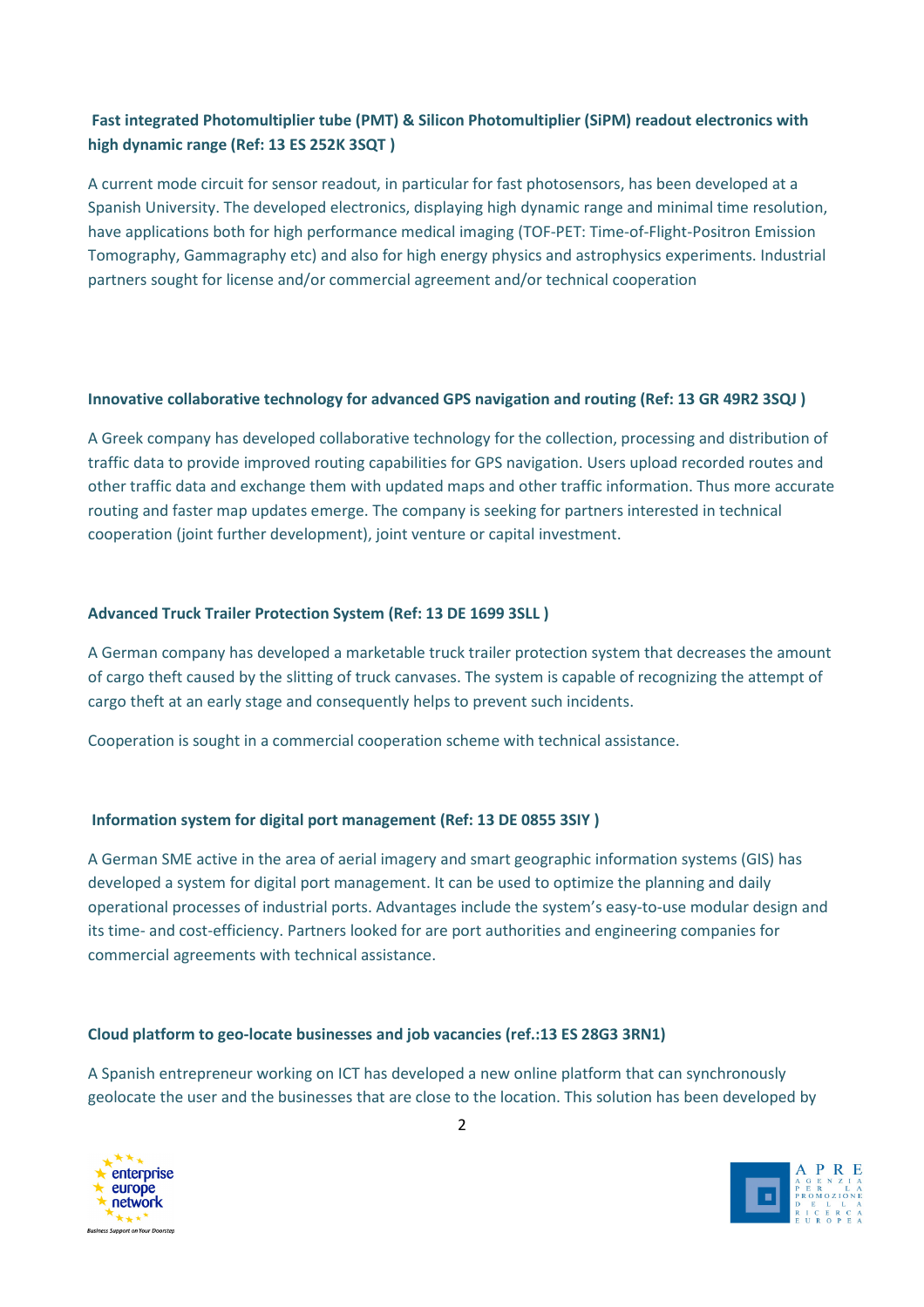**Fast integrated Photomultiplier tube (PMT) & Silicon Photomultiplier (SiPM) readout electronics with high dynamic range (Ref: 13 ES 252K 3SQT )**

A current mode circuit for sensor readout, in particular for fast photosensors, has been developed at a Spanish University. The developed electronics, displaying high dynamic range and minimal time resolution, have applications both for high performance medical imaging (TOF-PET: Time-of-Flight-Positron Emission Tomography, Gammagraphy etc) and also for high energy physics and astrophysics experiments. Industrial partners sought for license and/or commercial agreement and/or technical cooperation

**Innovative collaborative technology for advanced GPS navigation and routing (Ref: 13 GR 49R2 3SQJ )**

A Greek company has developed collaborative technology for the collection, processing and distribution of traffic data to provide improved routing capabilities for GPS navigation. Users upload recorded routes and other traffic data and exchange them with updated maps and other traffic information. Thus more accurate routing and faster map updates emerge. The company is seeking for partners interested in technical cooperation (joint further development), joint venture or capital investment.

**Advanced Truck Trailer Protection System (Ref: 13 DE 1699 3SLL )**

A German company has developed a marketable truck trailer protection system that decreases the amount of cargo theft caused by the slitting of truck canvases. The system is capable of recognizing the attempt of cargo theft at an early stage and consequently helps to prevent such incidents.

Cooperation is sought in a commercial cooperation scheme with technical assistance.

**Information system for digital port management (Ref: 13 DE 0855 3SIY )**

A German SME active in the area of aerial imagery and smart geographic information systems (GIS) has developed a system for digital port management. It can be used to optimize the planning and daily operational processes of industrial ports. Advantages include the system's easy-to-use modular design and its time- and cost-efficiency. Partners looked for are port authorities and engineering companies for commercial agreements with technical assistance.

**Cloud platform to geo-locate businesses and job vacancies (ref.:13 ES 28G3 3RN1)**

A Spanish entrepreneur working on ICT has developed a new online platform that can synchronously geolocate the user and the businesses that are close to the location. This solution has been developed by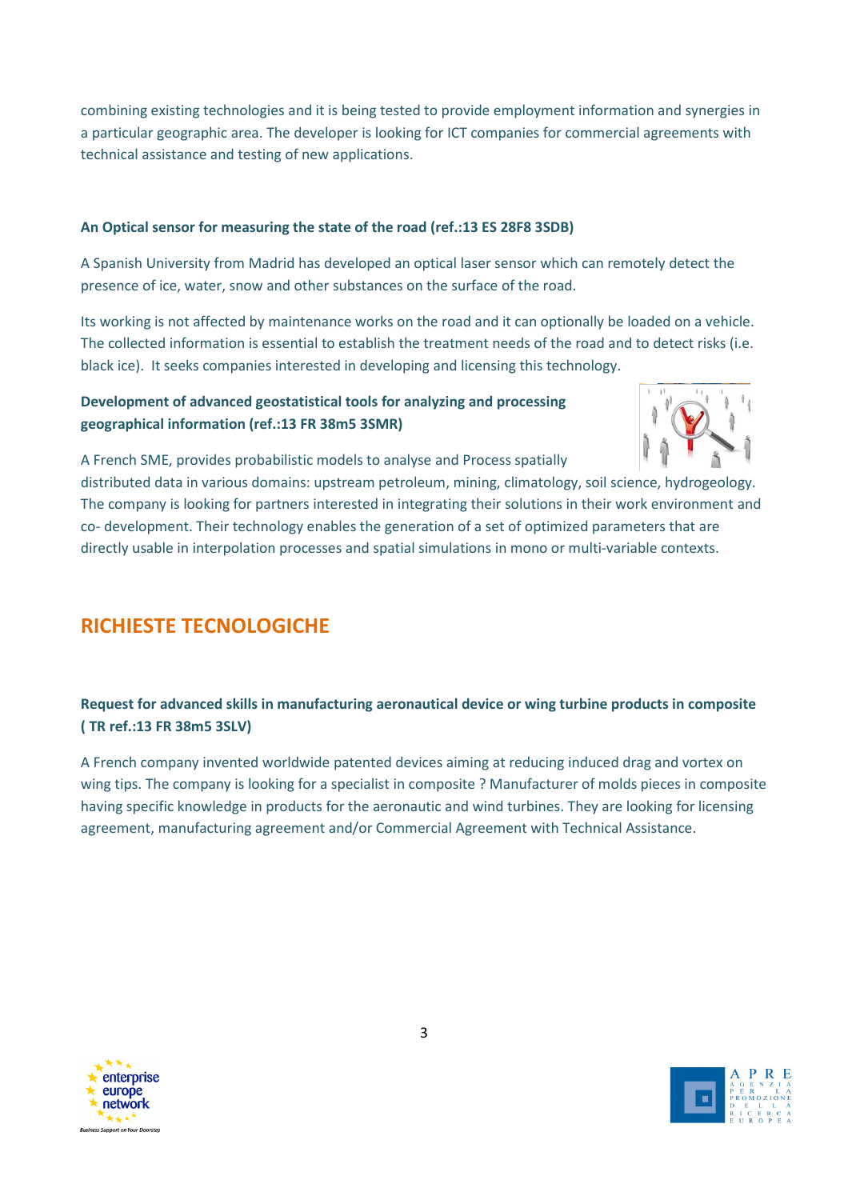combining existing technologies and it is being tested to provide employment information and synergies in a particular geographic area. The developer is looking for ICT companies for commercial agreements with technical assistance and testing of new applications.

**An Optical sensor for measuring the state of the road (ref.:13 ES 28F8 3SDB)**

A Spanish University from Madrid has developed an optical laser sensor which can remotely detect the presence of ice, water, snow and other substances on the surface of the road.

Its working is not affected by maintenance works on the road and it can optionally be loaded on a vehicle. The collected information is essential to establish the treatment needs of the road and to detect risks (i.e. black ice). It seeks companies interested in developing and licensing this technology.

**Development of advanced geostatistical tools for analyzing and processing geographical information (ref.:13 FR 38m5 3SMR)**

A French SME, provides probabilistic models to analyse and Process spatially distributed data in various domains: upstream petroleum, mining, climatology, soil science, hydrogeology. The company is looking for partners interested in integrating their solutions in their work environment and co- development. Their technology enables the generation of a set of optimized parameters that are directly usable in interpolation processes and spatial simulations in mono or multi-variable contexts.

## RICHIESTE TECNOLOGICHE

**Request for advanced skills in manufacturing aeronautical device or wing turbine products in composite ( TR ref.:13 FR 38m5 3SLV)**

A French company invented worldwide patented devices aiming at reducing induced drag and vortex on wing tips. The company is looking for a specialist in composite ? Manufacturer of molds pieces in composite having specific knowledge in products for the aeronautic and wind turbines. They are looking for licensing agreement, manufacturing agreement and/or Commercial Agreement with Technical Assistance.